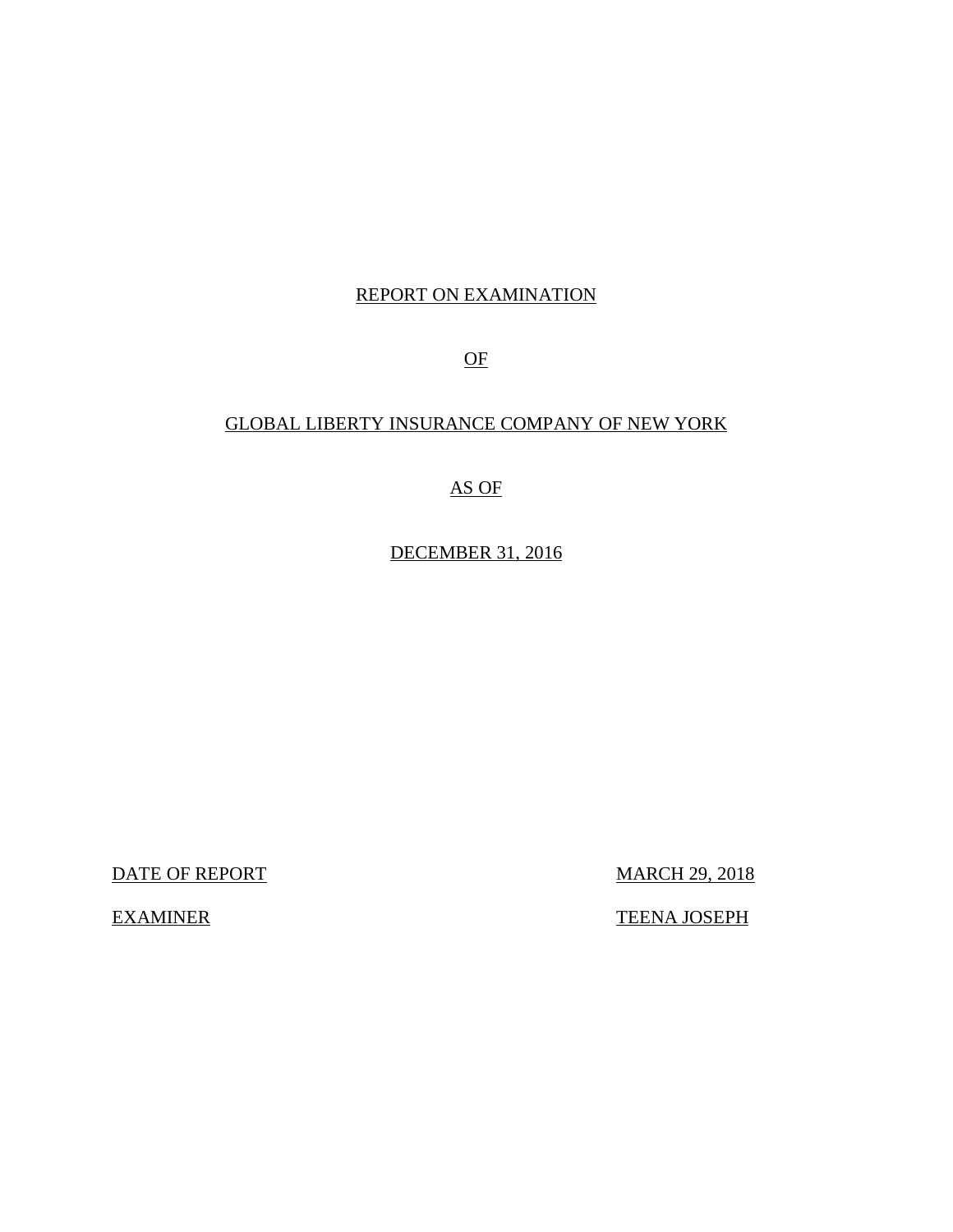# REPORT ON EXAMINATION

# OF

# GLOBAL LIBERTY INSURANCE COMPANY OF NEW YORK

# AS OF

# DECEMBER 31, 2016

| | |
|---|---|
| DATE OF REPORT | MARCH 29, 2018 |
| EXAMINER | TEENA JOSEPH |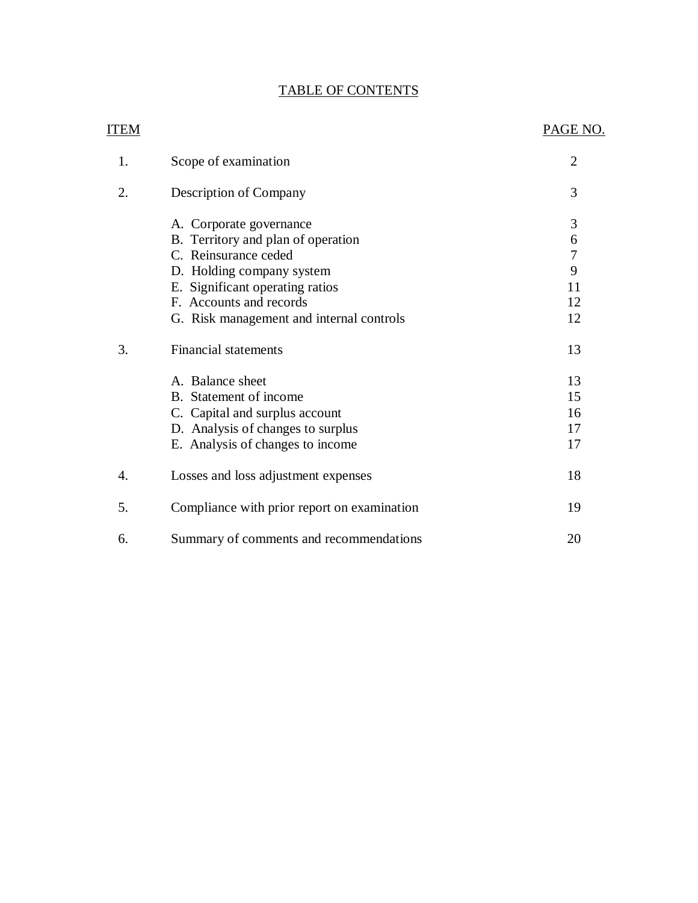# TABLE OF CONTENTS

| ITEM | | PAGE NO. |
|---|---|---|
| 1. | Scope of examination | 2 |
| 2. | Description of Company | 3 |
| | A. Corporate governance | 3 |
| | B. Territory and plan of operation | 6 |
| | C. Reinsurance ceded | 7 |
| | D. Holding company system | 9 |
| | E. Significant operating ratios | 11 |
| | F. Accounts and records | 12 |
| | G. Risk management and internal controls | 12 |
| 3. | Financial statements | 13 |
| | A. Balance sheet | 13 |
| | B. Statement of income | 15 |
| | C. Capital and surplus account | 16 |
| | D. Analysis of changes to surplus | 17 |
| | E. Analysis of changes to income | 17 |
| 4. | Losses and loss adjustment expenses | 18 |
| 5. | Compliance with prior report on examination | 19 |
| 6. | Summary of comments and recommendations | 20 |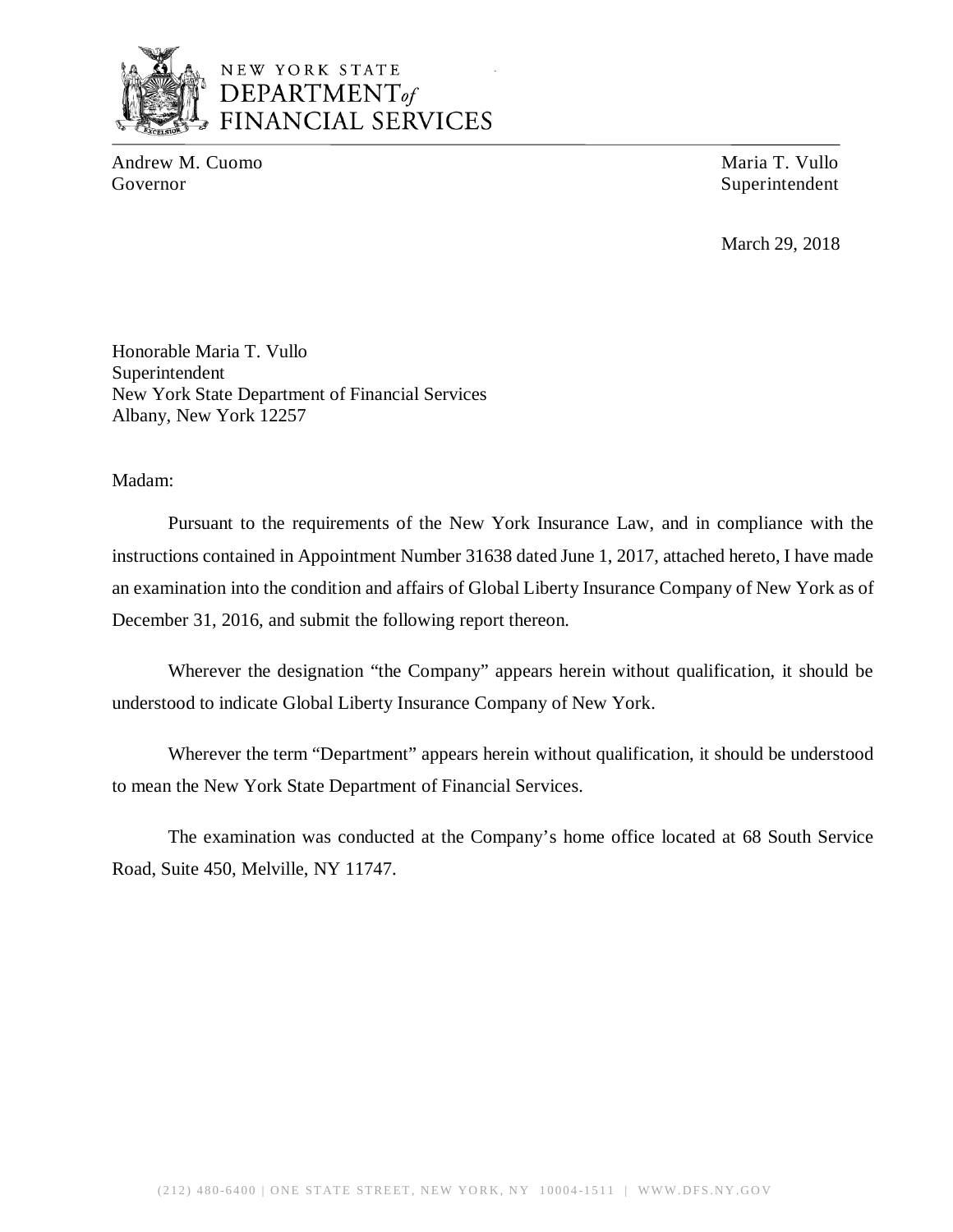NEW YORK STATE
DEPARTMENT of
FINANCIAL SERVICES

Andrew M. Cuomo
Governor

Maria T. Vullo
Superintendent

March 29, 2018

Honorable Maria T. Vullo
Superintendent
New York State Department of Financial Services
Albany, New York 12257

Madam:

Pursuant to the requirements of the New York Insurance Law, and in compliance with the instructions contained in Appointment Number 31638 dated June 1, 2017, attached hereto, I have made an examination into the condition and affairs of Global Liberty Insurance Company of New York as of December 31, 2016, and submit the following report thereon.

Wherever the designation "the Company" appears herein without qualification, it should be understood to indicate Global Liberty Insurance Company of New York.

Wherever the term "Department" appears herein without qualification, it should be understood to mean the New York State Department of Financial Services.

The examination was conducted at the Company's home office located at 68 South Service Road, Suite 450, Melville, NY 11747.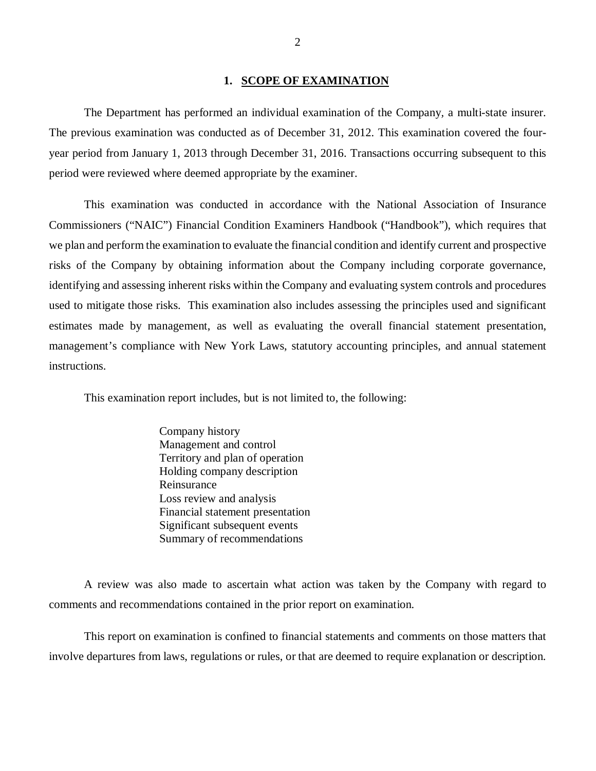# 1. SCOPE OF EXAMINATION

The Department has performed an individual examination of the Company, a multi-state insurer. The previous examination was conducted as of December 31, 2012. This examination covered the four-year period from January 1, 2013 through December 31, 2016. Transactions occurring subsequent to this period were reviewed where deemed appropriate by the examiner.

This examination was conducted in accordance with the National Association of Insurance Commissioners ("NAIC") Financial Condition Examiners Handbook ("Handbook"), which requires that we plan and perform the examination to evaluate the financial condition and identify current and prospective risks of the Company by obtaining information about the Company including corporate governance, identifying and assessing inherent risks within the Company and evaluating system controls and procedures used to mitigate those risks. This examination also includes assessing the principles used and significant estimates made by management, as well as evaluating the overall financial statement presentation, management's compliance with New York Laws, statutory accounting principles, and annual statement instructions.

This examination report includes, but is not limited to, the following:

- Company history
- Management and control
- Territory and plan of operation
- Holding company description
- Reinsurance
- Loss review and analysis
- Financial statement presentation
- Significant subsequent events
- Summary of recommendations

A review was also made to ascertain what action was taken by the Company with regard to comments and recommendations contained in the prior report on examination.

This report on examination is confined to financial statements and comments on those matters that involve departures from laws, regulations or rules, or that are deemed to require explanation or description.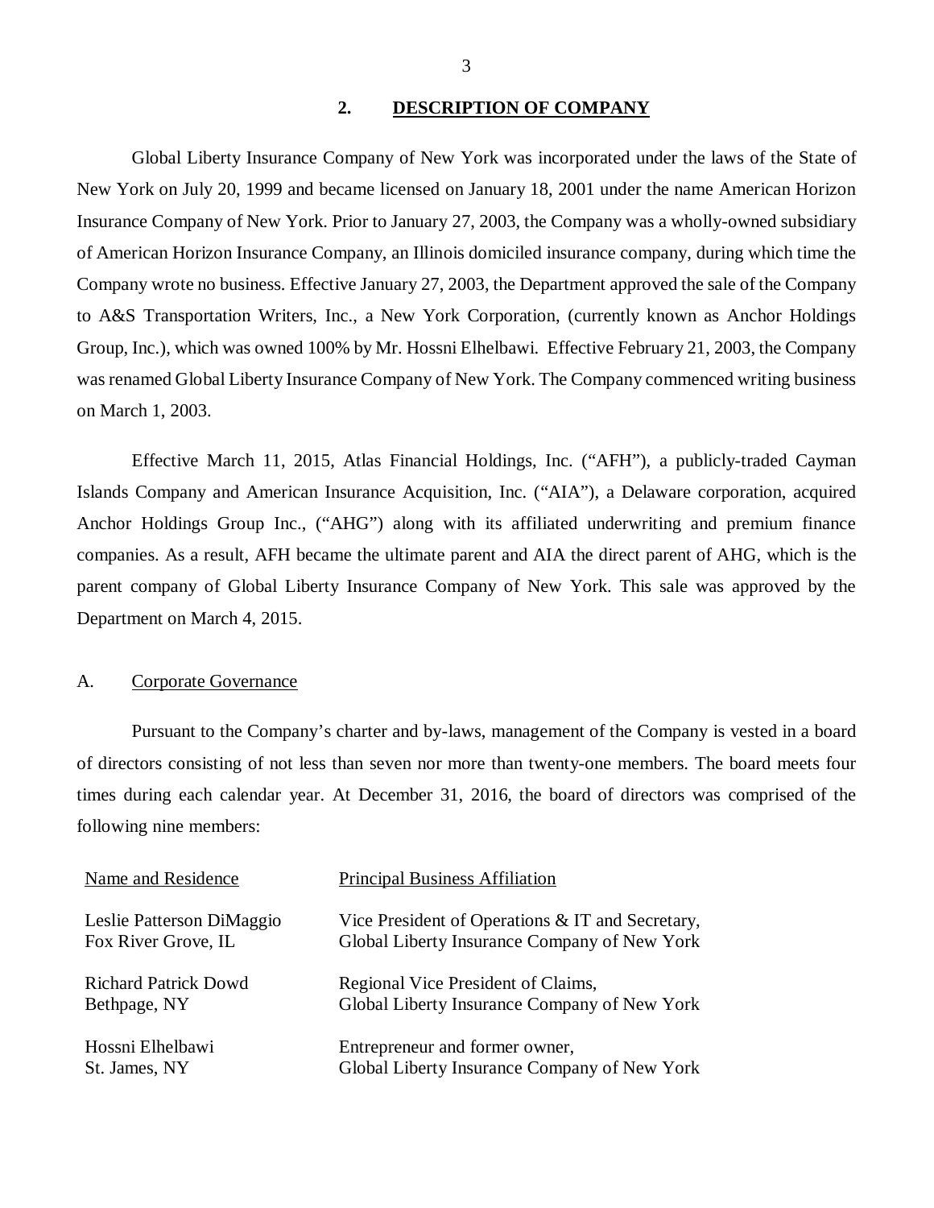## 2. DESCRIPTION OF COMPANY

Global Liberty Insurance Company of New York was incorporated under the laws of the State of New York on July 20, 1999 and became licensed on January 18, 2001 under the name American Horizon Insurance Company of New York. Prior to January 27, 2003, the Company was a wholly-owned subsidiary of American Horizon Insurance Company, an Illinois domiciled insurance company, during which time the Company wrote no business. Effective January 27, 2003, the Department approved the sale of the Company to A&S Transportation Writers, Inc., a New York Corporation, (currently known as Anchor Holdings Group, Inc.), which was owned 100% by Mr. Hossni Elhelbawi. Effective February 21, 2003, the Company was renamed Global Liberty Insurance Company of New York. The Company commenced writing business on March 1, 2003.

Effective March 11, 2015, Atlas Financial Holdings, Inc. ("AFH"), a publicly-traded Cayman Islands Company and American Insurance Acquisition, Inc. ("AIA"), a Delaware corporation, acquired Anchor Holdings Group Inc., ("AHG") along with its affiliated underwriting and premium finance companies. As a result, AFH became the ultimate parent and AIA the direct parent of AHG, which is the parent company of Global Liberty Insurance Company of New York. This sale was approved by the Department on March 4, 2015.

### A. Corporate Governance

Pursuant to the Company's charter and by-laws, management of the Company is vested in a board of directors consisting of not less than seven nor more than twenty-one members. The board meets four times during each calendar year. At December 31, 2016, the board of directors was comprised of the following nine members:

| Name and Residence | Principal Business Affiliation |
|---|---|
| Leslie Patterson DiMaggio<br>Fox River Grove, IL | Vice President of Operations & IT and Secretary,<br>Global Liberty Insurance Company of New York |
| Richard Patrick Dowd<br>Bethpage, NY | Regional Vice President of Claims,<br>Global Liberty Insurance Company of New York |
| Hossni Elhelbawi<br>St. James, NY | Entrepreneur and former owner,<br>Global Liberty Insurance Company of New York |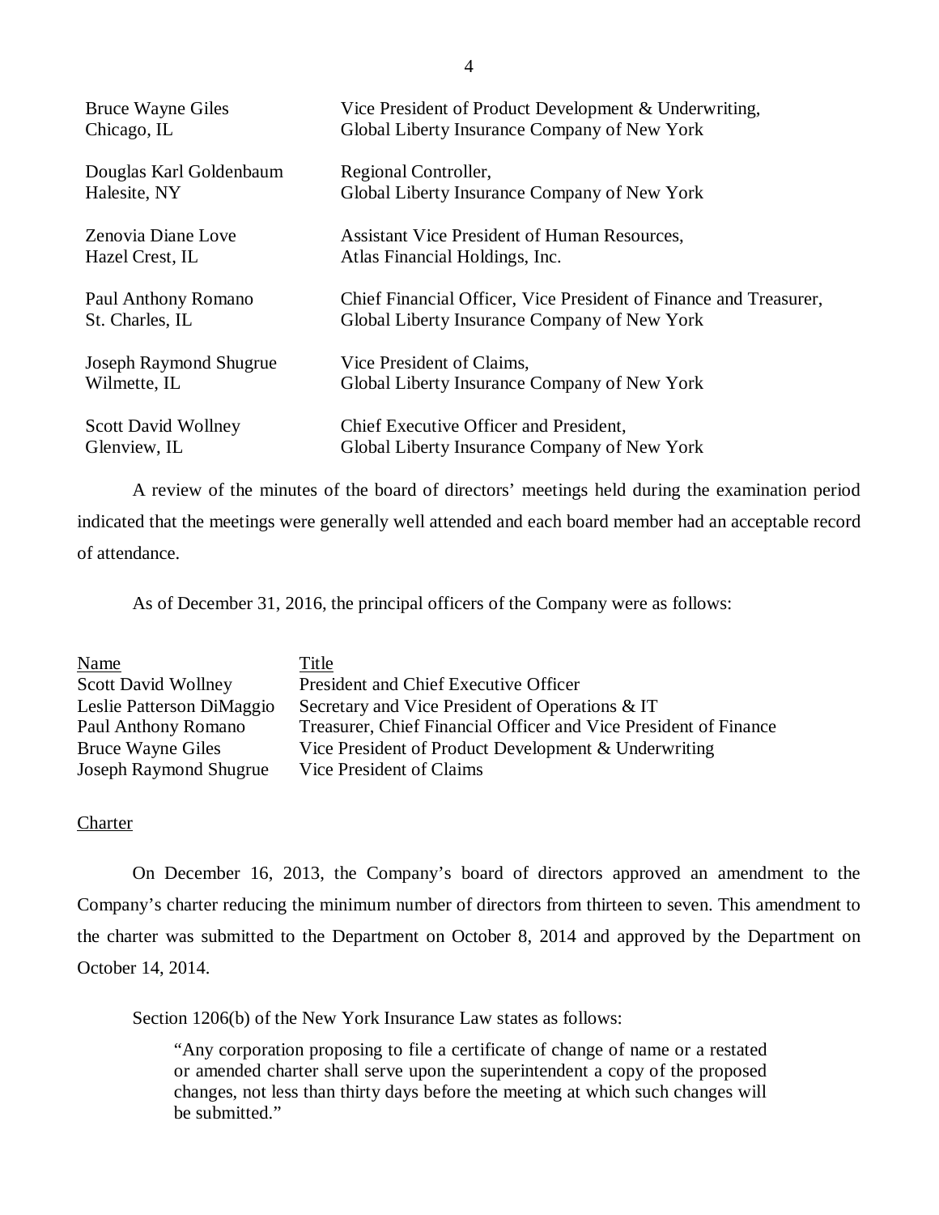| | |
|---|---|
| Bruce Wayne Giles<br>Chicago, IL | Vice President of Product Development & Underwriting,<br>Global Liberty Insurance Company of New York |
| Douglas Karl Goldenbaum<br>Halesite, NY | Regional Controller,<br>Global Liberty Insurance Company of New York |
| Zenovia Diane Love<br>Hazel Crest, IL | Assistant Vice President of Human Resources,<br>Atlas Financial Holdings, Inc. |
| Paul Anthony Romano<br>St. Charles, IL | Chief Financial Officer, Vice President of Finance and Treasurer,<br>Global Liberty Insurance Company of New York |
| Joseph Raymond Shugrue<br>Wilmette, IL | Vice President of Claims,<br>Global Liberty Insurance Company of New York |
| Scott David Wollney<br>Glenview, IL | Chief Executive Officer and President,<br>Global Liberty Insurance Company of New York |

A review of the minutes of the board of directors' meetings held during the examination period indicated that the meetings were generally well attended and each board member had an acceptable record of attendance.

As of December 31, 2016, the principal officers of the Company were as follows:

| Name | Title |
|---|---|
| Scott David Wollney | President and Chief Executive Officer |
| Leslie Patterson DiMaggio | Secretary and Vice President of Operations & IT |
| Paul Anthony Romano | Treasurer, Chief Financial Officer and Vice President of Finance |
| Bruce Wayne Giles | Vice President of Product Development & Underwriting |
| Joseph Raymond Shugrue | Vice President of Claims |

## Charter

On December 16, 2013, the Company's board of directors approved an amendment to the Company's charter reducing the minimum number of directors from thirteen to seven. This amendment to the charter was submitted to the Department on October 8, 2014 and approved by the Department on October 14, 2014.

Section 1206(b) of the New York Insurance Law states as follows:

> "Any corporation proposing to file a certificate of change of name or a restated or amended charter shall serve upon the superintendent a copy of the proposed changes, not less than thirty days before the meeting at which such changes will be submitted."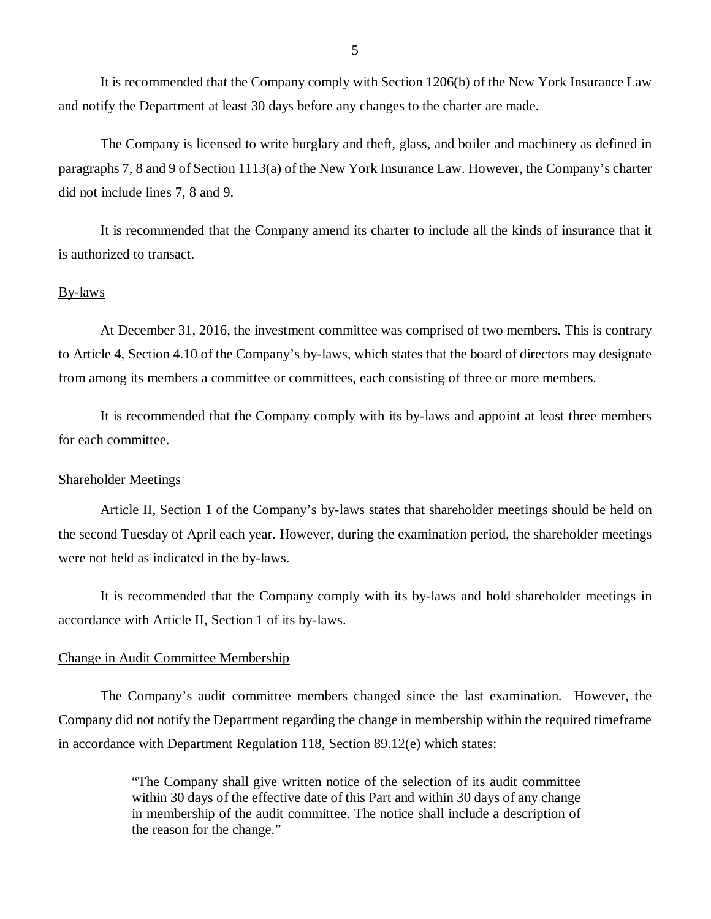It is recommended that the Company comply with Section 1206(b) of the New York Insurance Law and notify the Department at least 30 days before any changes to the charter are made.

The Company is licensed to write burglary and theft, glass, and boiler and machinery as defined in paragraphs 7, 8 and 9 of Section 1113(a) of the New York Insurance Law. However, the Company's charter did not include lines 7, 8 and 9.

It is recommended that the Company amend its charter to include all the kinds of insurance that it is authorized to transact.

### By-laws

At December 31, 2016, the investment committee was comprised of two members. This is contrary to Article 4, Section 4.10 of the Company's by-laws, which states that the board of directors may designate from among its members a committee or committees, each consisting of three or more members.

It is recommended that the Company comply with its by-laws and appoint at least three members for each committee.

### Shareholder Meetings

Article II, Section 1 of the Company's by-laws states that shareholder meetings should be held on the second Tuesday of April each year. However, during the examination period, the shareholder meetings were not held as indicated in the by-laws.

It is recommended that the Company comply with its by-laws and hold shareholder meetings in accordance with Article II, Section 1 of its by-laws.

### Change in Audit Committee Membership

The Company's audit committee members changed since the last examination. However, the Company did not notify the Department regarding the change in membership within the required timeframe in accordance with Department Regulation 118, Section 89.12(e) which states:

> "The Company shall give written notice of the selection of its audit committee within 30 days of the effective date of this Part and within 30 days of any change in membership of the audit committee. The notice shall include a description of the reason for the change."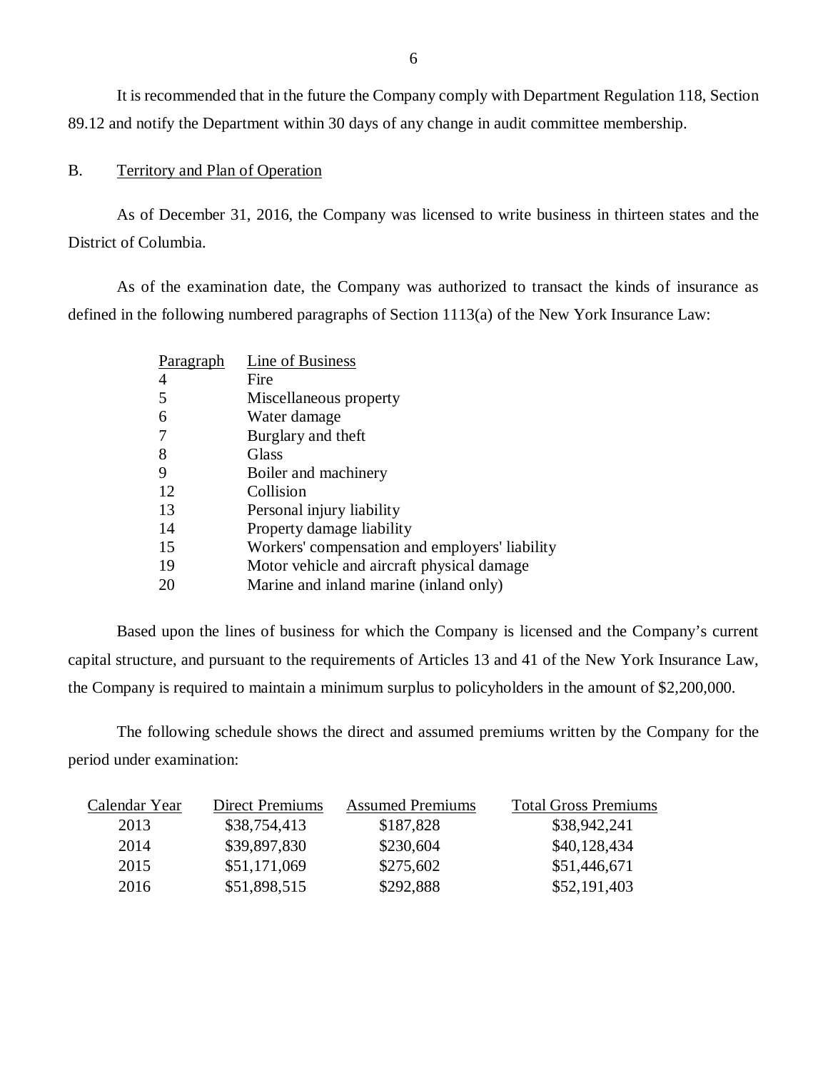It is recommended that in the future the Company comply with Department Regulation 118, Section 89.12 and notify the Department within 30 days of any change in audit committee membership.

## B. Territory and Plan of Operation

As of December 31, 2016, the Company was licensed to write business in thirteen states and the District of Columbia.

As of the examination date, the Company was authorized to transact the kinds of insurance as defined in the following numbered paragraphs of Section 1113(a) of the New York Insurance Law:

| Paragraph | Line of Business |
|---|---|
| 4 | Fire |
| 5 | Miscellaneous property |
| 6 | Water damage |
| 7 | Burglary and theft |
| 8 | Glass |
| 9 | Boiler and machinery |
| 12 | Collision |
| 13 | Personal injury liability |
| 14 | Property damage liability |
| 15 | Workers' compensation and employers' liability |
| 19 | Motor vehicle and aircraft physical damage |
| 20 | Marine and inland marine (inland only) |

Based upon the lines of business for which the Company is licensed and the Company's current capital structure, and pursuant to the requirements of Articles 13 and 41 of the New York Insurance Law, the Company is required to maintain a minimum surplus to policyholders in the amount of $2,200,000.

The following schedule shows the direct and assumed premiums written by the Company for the period under examination:

| Calendar Year | Direct Premiums | Assumed Premiums | Total Gross Premiums |
|---|---|---|---|
| 2013 | $38,754,413 | $187,828 | $38,942,241 |
| 2014 | $39,897,830 | $230,604 | $40,128,434 |
| 2015 | $51,171,069 | $275,602 | $51,446,671 |
| 2016 | $51,898,515 | $292,888 | $52,191,403 |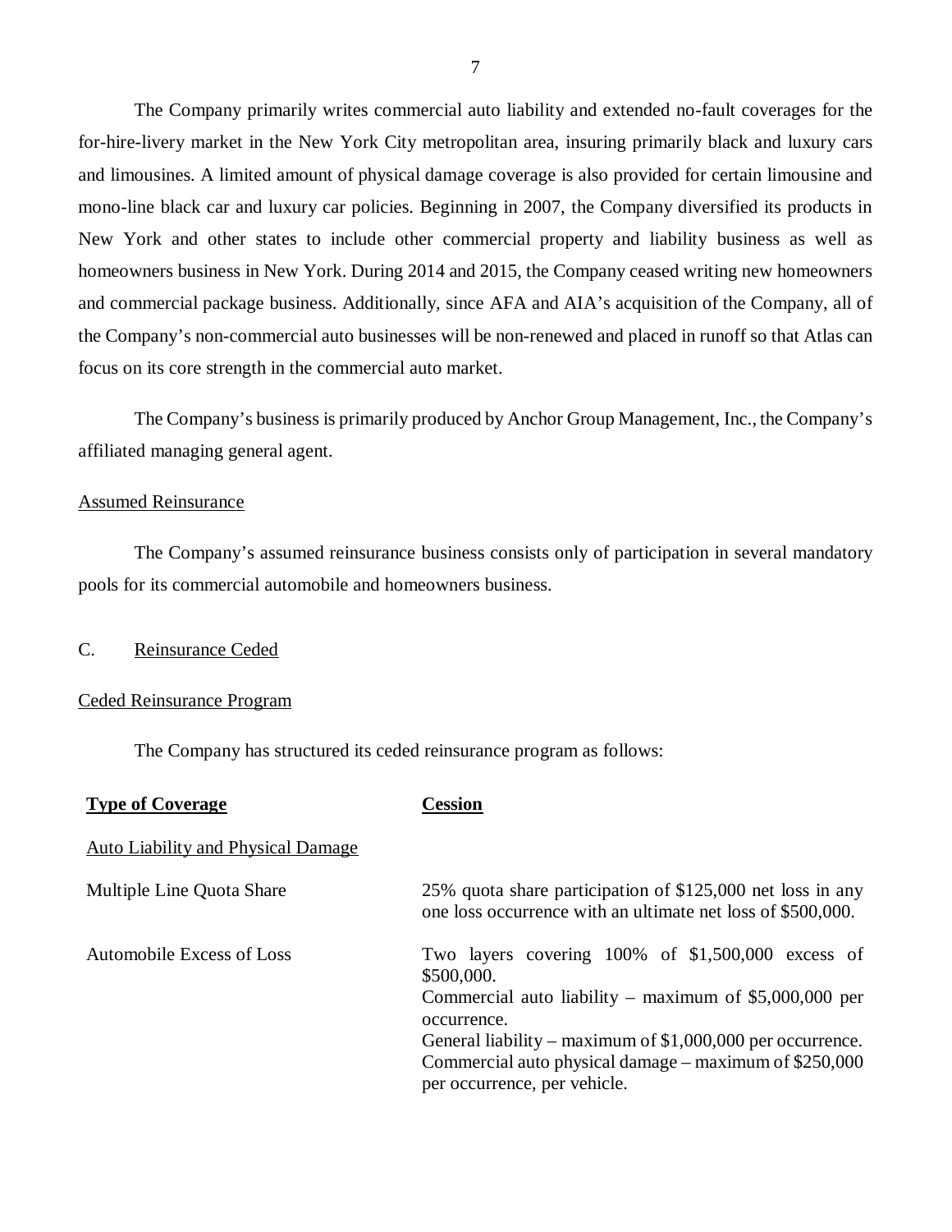The Company primarily writes commercial auto liability and extended no-fault coverages for the for-hire-livery market in the New York City metropolitan area, insuring primarily black and luxury cars and limousines. A limited amount of physical damage coverage is also provided for certain limousine and mono-line black car and luxury car policies. Beginning in 2007, the Company diversified its products in New York and other states to include other commercial property and liability business as well as homeowners business in New York. During 2014 and 2015, the Company ceased writing new homeowners and commercial package business. Additionally, since AFA and AIA's acquisition of the Company, all of the Company's non-commercial auto businesses will be non-renewed and placed in runoff so that Atlas can focus on its core strength in the commercial auto market.

The Company's business is primarily produced by Anchor Group Management, Inc., the Company's affiliated managing general agent.

Assumed Reinsurance

The Company's assumed reinsurance business consists only of participation in several mandatory pools for its commercial automobile and homeowners business.

C. Reinsurance Ceded

Ceded Reinsurance Program

The Company has structured its ceded reinsurance program as follows:

| **Type of Coverage** | **Cession** |
|---|---|
| Auto Liability and Physical Damage | |
| Multiple Line Quota Share | 25% quota share participation of $125,000 net loss in any one loss occurrence with an ultimate net loss of $500,000. |
| Automobile Excess of Loss | Two layers covering 100% of $1,500,000 excess of $500,000.<br>Commercial auto liability – maximum of $5,000,000 per occurrence.<br>General liability – maximum of $1,000,000 per occurrence.<br>Commercial auto physical damage – maximum of $250,000 per occurrence, per vehicle. |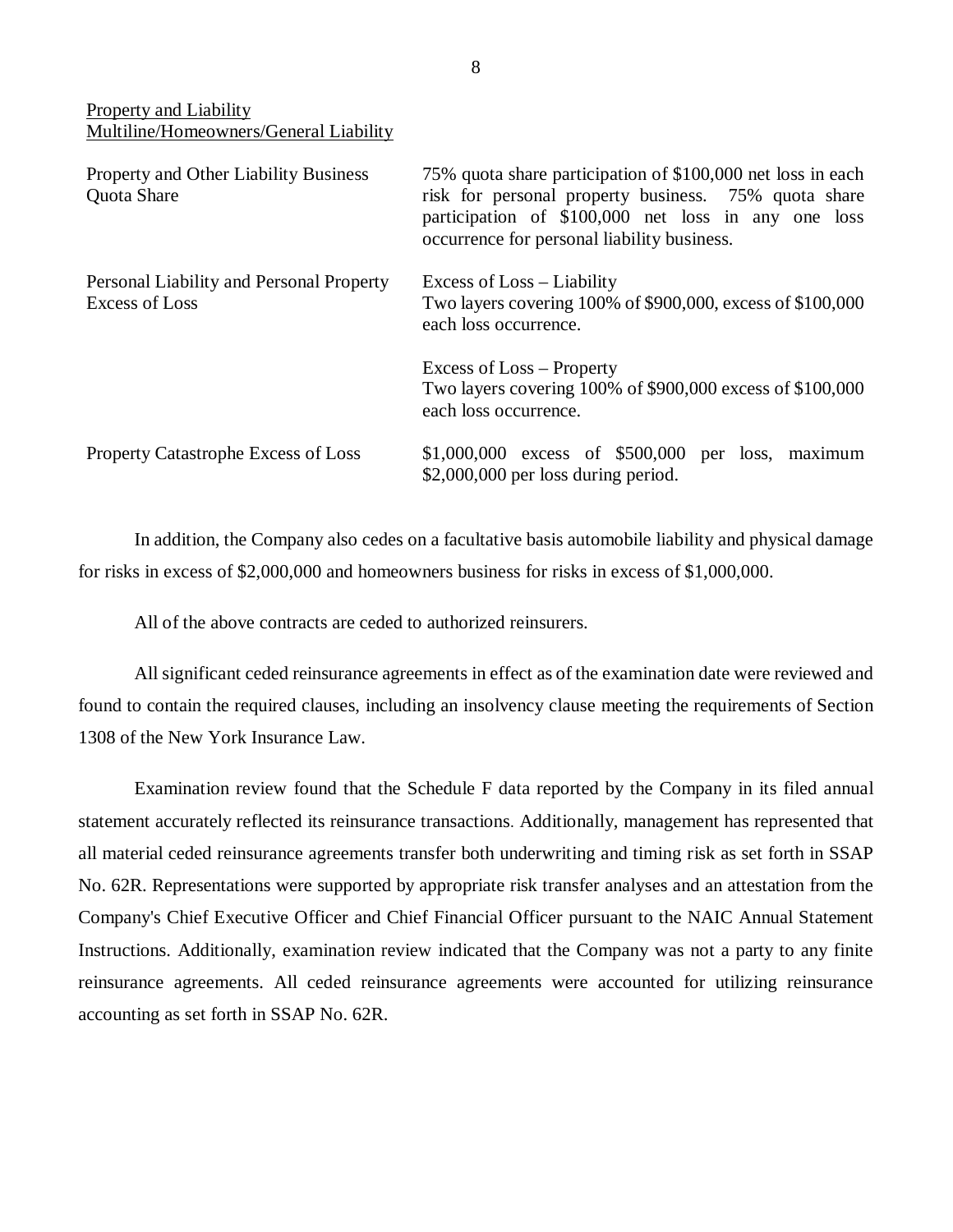Property and Liability
Multiline/Homeowners/General Liability

| | |
|---|---|
| Property and Other Liability Business Quota Share | 75% quota share participation of \$100,000 net loss in each risk for personal property business. 75% quota share participation of \$100,000 net loss in any one loss occurrence for personal liability business. |
| Personal Liability and Personal Property Excess of Loss | Excess of Loss – Liability<br>Two layers covering 100% of \$900,000, excess of \$100,000 each loss occurrence.<br><br>Excess of Loss – Property<br>Two layers covering 100% of \$900,000 excess of \$100,000 each loss occurrence. |
| Property Catastrophe Excess of Loss | \$1,000,000 excess of \$500,000 per loss, maximum \$2,000,000 per loss during period. |

In addition, the Company also cedes on a facultative basis automobile liability and physical damage for risks in excess of \$2,000,000 and homeowners business for risks in excess of \$1,000,000.

All of the above contracts are ceded to authorized reinsurers.

All significant ceded reinsurance agreements in effect as of the examination date were reviewed and found to contain the required clauses, including an insolvency clause meeting the requirements of Section 1308 of the New York Insurance Law.

Examination review found that the Schedule F data reported by the Company in its filed annual statement accurately reflected its reinsurance transactions. Additionally, management has represented that all material ceded reinsurance agreements transfer both underwriting and timing risk as set forth in SSAP No. 62R. Representations were supported by appropriate risk transfer analyses and an attestation from the Company's Chief Executive Officer and Chief Financial Officer pursuant to the NAIC Annual Statement Instructions. Additionally, examination review indicated that the Company was not a party to any finite reinsurance agreements. All ceded reinsurance agreements were accounted for utilizing reinsurance accounting as set forth in SSAP No. 62R.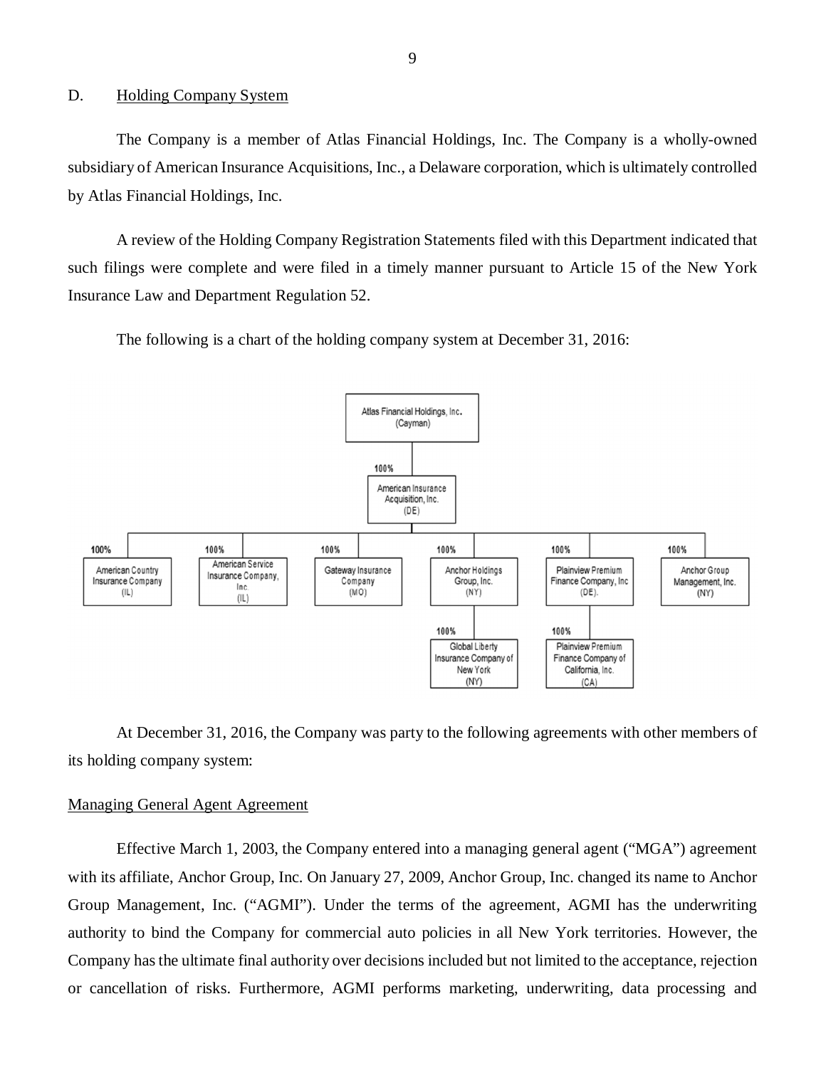D. Holding Company System

The Company is a member of Atlas Financial Holdings, Inc. The Company is a wholly-owned subsidiary of American Insurance Acquisitions, Inc., a Delaware corporation, which is ultimately controlled by Atlas Financial Holdings, Inc.

A review of the Holding Company Registration Statements filed with this Department indicated that such filings were complete and were filed in a timely manner pursuant to Article 15 of the New York Insurance Law and Department Regulation 52.

The following is a chart of the holding company system at December 31, 2016:

- Atlas Financial Holdings, Inc. (Cayman)
  - 100% American Insurance Acquisition, Inc. (DE)
    - 100% American Country Insurance Company (IL)
    - 100% American Service Insurance Company, Inc. (IL)
    - 100% Gateway Insurance Company (MO)
    - 100% Anchor Holdings Group, Inc. (NY)
      - 100% Global Liberty Insurance Company of New York (NY)
    - 100% Plainview Premium Finance Company, Inc (DE).
      - 100% Plainview Premium Finance Company of California, Inc. (CA)
    - 100% Anchor Group Management, Inc. (NY)

At December 31, 2016, the Company was party to the following agreements with other members of its holding company system:

Managing General Agent Agreement

Effective March 1, 2003, the Company entered into a managing general agent ("MGA") agreement with its affiliate, Anchor Group, Inc. On January 27, 2009, Anchor Group, Inc. changed its name to Anchor Group Management, Inc. ("AGMI"). Under the terms of the agreement, AGMI has the underwriting authority to bind the Company for commercial auto policies in all New York territories. However, the Company has the ultimate final authority over decisions included but not limited to the acceptance, rejection or cancellation of risks. Furthermore, AGMI performs marketing, underwriting, data processing and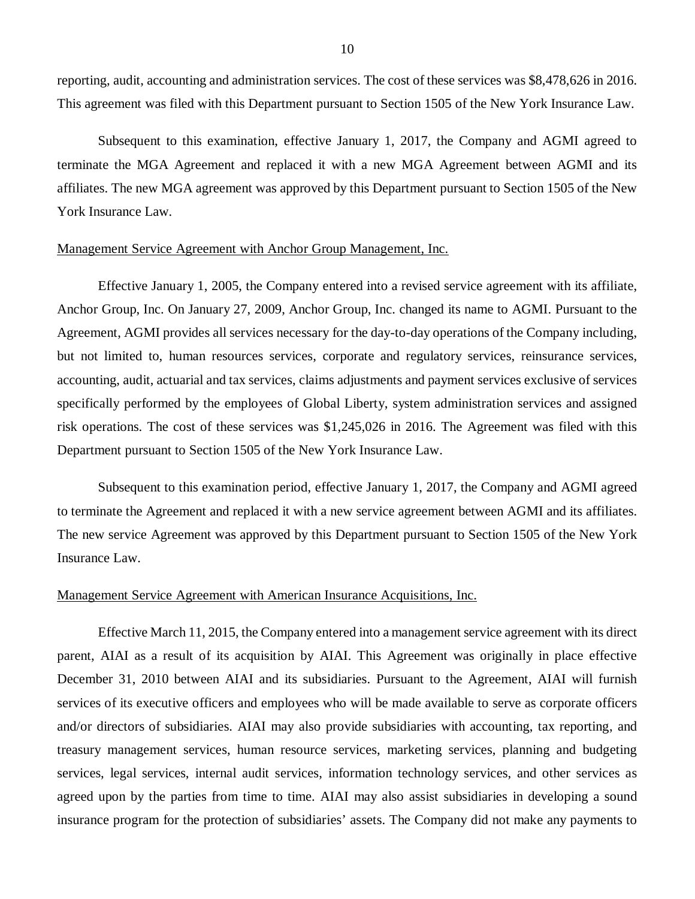reporting, audit, accounting and administration services. The cost of these services was $8,478,626 in 2016. This agreement was filed with this Department pursuant to Section 1505 of the New York Insurance Law.

Subsequent to this examination, effective January 1, 2017, the Company and AGMI agreed to terminate the MGA Agreement and replaced it with a new MGA Agreement between AGMI and its affiliates. The new MGA agreement was approved by this Department pursuant to Section 1505 of the New York Insurance Law.

Management Service Agreement with Anchor Group Management, Inc.

Effective January 1, 2005, the Company entered into a revised service agreement with its affiliate, Anchor Group, Inc. On January 27, 2009, Anchor Group, Inc. changed its name to AGMI. Pursuant to the Agreement, AGMI provides all services necessary for the day-to-day operations of the Company including, but not limited to, human resources services, corporate and regulatory services, reinsurance services, accounting, audit, actuarial and tax services, claims adjustments and payment services exclusive of services specifically performed by the employees of Global Liberty, system administration services and assigned risk operations. The cost of these services was $1,245,026 in 2016. The Agreement was filed with this Department pursuant to Section 1505 of the New York Insurance Law.

Subsequent to this examination period, effective January 1, 2017, the Company and AGMI agreed to terminate the Agreement and replaced it with a new service agreement between AGMI and its affiliates. The new service Agreement was approved by this Department pursuant to Section 1505 of the New York Insurance Law.

Management Service Agreement with American Insurance Acquisitions, Inc.

Effective March 11, 2015, the Company entered into a management service agreement with its direct parent, AIAI as a result of its acquisition by AIAI. This Agreement was originally in place effective December 31, 2010 between AIAI and its subsidiaries. Pursuant to the Agreement, AIAI will furnish services of its executive officers and employees who will be made available to serve as corporate officers and/or directors of subsidiaries. AIAI may also provide subsidiaries with accounting, tax reporting, and treasury management services, human resource services, marketing services, planning and budgeting services, legal services, internal audit services, information technology services, and other services as agreed upon by the parties from time to time. AIAI may also assist subsidiaries in developing a sound insurance program for the protection of subsidiaries' assets. The Company did not make any payments to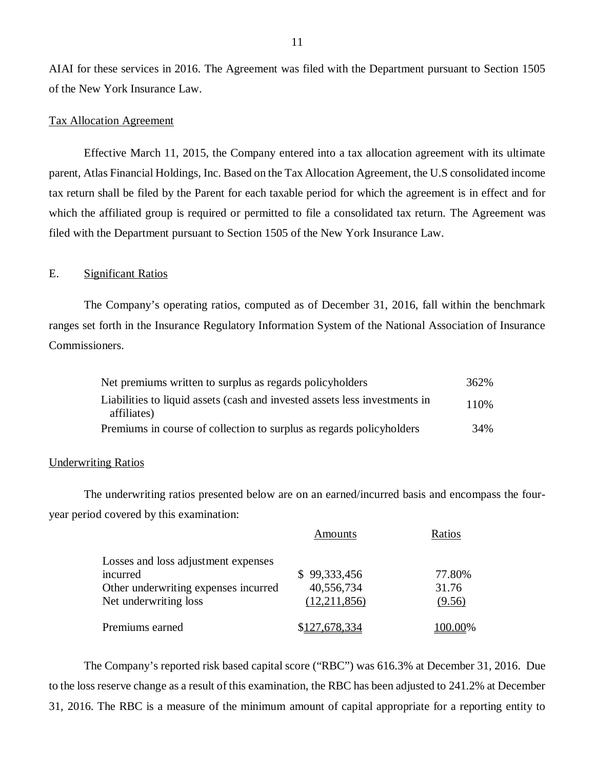AIAI for these services in 2016. The Agreement was filed with the Department pursuant to Section 1505 of the New York Insurance Law.

Tax Allocation Agreement

Effective March 11, 2015, the Company entered into a tax allocation agreement with its ultimate parent, Atlas Financial Holdings, Inc. Based on the Tax Allocation Agreement, the U.S consolidated income tax return shall be filed by the Parent for each taxable period for which the agreement is in effect and for which the affiliated group is required or permitted to file a consolidated tax return. The Agreement was filed with the Department pursuant to Section 1505 of the New York Insurance Law.

## E. Significant Ratios

The Company's operating ratios, computed as of December 31, 2016, fall within the benchmark ranges set forth in the Insurance Regulatory Information System of the National Association of Insurance Commissioners.

| | |
|---|---|
| Net premiums written to surplus as regards policyholders | 362% |
| Liabilities to liquid assets (cash and invested assets less investments in affiliates) | 110% |
| Premiums in course of collection to surplus as regards policyholders | 34% |

Underwriting Ratios

The underwriting ratios presented below are on an earned/incurred basis and encompass the four-year period covered by this examination:

| | Amounts | Ratios |
|---|---|---|
| Losses and loss adjustment expenses incurred | $ 99,333,456 | 77.80% |
| Other underwriting expenses incurred | 40,556,734 | 31.76 |
| Net underwriting loss | (12,211,856) | (9.56) |
| Premiums earned | $127,678,334 | 100.00% |

The Company's reported risk based capital score ("RBC") was 616.3% at December 31, 2016. Due to the loss reserve change as a result of this examination, the RBC has been adjusted to 241.2% at December 31, 2016. The RBC is a measure of the minimum amount of capital appropriate for a reporting entity to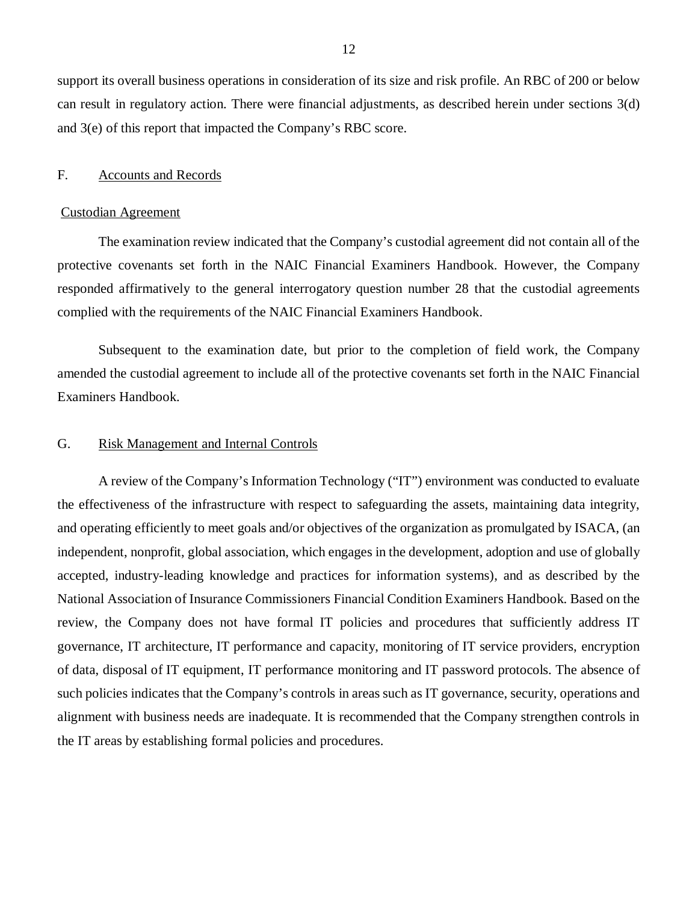support its overall business operations in consideration of its size and risk profile. An RBC of 200 or below can result in regulatory action. There were financial adjustments, as described herein under sections 3(d) and 3(e) of this report that impacted the Company's RBC score.

## F. Accounts and Records

### Custodian Agreement

The examination review indicated that the Company's custodial agreement did not contain all of the protective covenants set forth in the NAIC Financial Examiners Handbook. However, the Company responded affirmatively to the general interrogatory question number 28 that the custodial agreements complied with the requirements of the NAIC Financial Examiners Handbook.

Subsequent to the examination date, but prior to the completion of field work, the Company amended the custodial agreement to include all of the protective covenants set forth in the NAIC Financial Examiners Handbook.

## G. Risk Management and Internal Controls

A review of the Company's Information Technology ("IT") environment was conducted to evaluate the effectiveness of the infrastructure with respect to safeguarding the assets, maintaining data integrity, and operating efficiently to meet goals and/or objectives of the organization as promulgated by ISACA, (an independent, nonprofit, global association, which engages in the development, adoption and use of globally accepted, industry-leading knowledge and practices for information systems), and as described by the National Association of Insurance Commissioners Financial Condition Examiners Handbook. Based on the review, the Company does not have formal IT policies and procedures that sufficiently address IT governance, IT architecture, IT performance and capacity, monitoring of IT service providers, encryption of data, disposal of IT equipment, IT performance monitoring and IT password protocols. The absence of such policies indicates that the Company's controls in areas such as IT governance, security, operations and alignment with business needs are inadequate. It is recommended that the Company strengthen controls in the IT areas by establishing formal policies and procedures.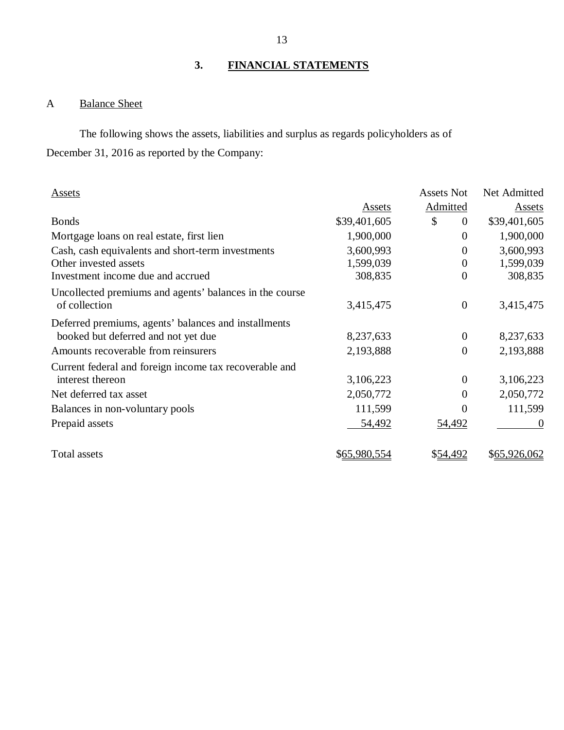## 3. FINANCIAL STATEMENTS

### A Balance Sheet

The following shows the assets, liabilities and surplus as regards policyholders as of December 31, 2016 as reported by the Company:

| Assets | Assets | Assets Not Admitted | Net Admitted Assets |
|---|---|---|---|
| Bonds | $39,401,605 | $ 0 | $39,401,605 |
| Mortgage loans on real estate, first lien | 1,900,000 | 0 | 1,900,000 |
| Cash, cash equivalents and short-term investments | 3,600,993 | 0 | 3,600,993 |
| Other invested assets | 1,599,039 | 0 | 1,599,039 |
| Investment income due and accrued | 308,835 | 0 | 308,835 |
| Uncollected premiums and agents' balances in the course of collection | 3,415,475 | 0 | 3,415,475 |
| Deferred premiums, agents' balances and installments booked but deferred and not yet due | 8,237,633 | 0 | 8,237,633 |
| Amounts recoverable from reinsurers | 2,193,888 | 0 | 2,193,888 |
| Current federal and foreign income tax recoverable and interest thereon | 3,106,223 | 0 | 3,106,223 |
| Net deferred tax asset | 2,050,772 | 0 | 2,050,772 |
| Balances in non-voluntary pools | 111,599 | 0 | 111,599 |
| Prepaid assets | 54,492 | 54,492 | 0 |
| Total assets | $65,980,554 | $54,492 | $65,926,062 |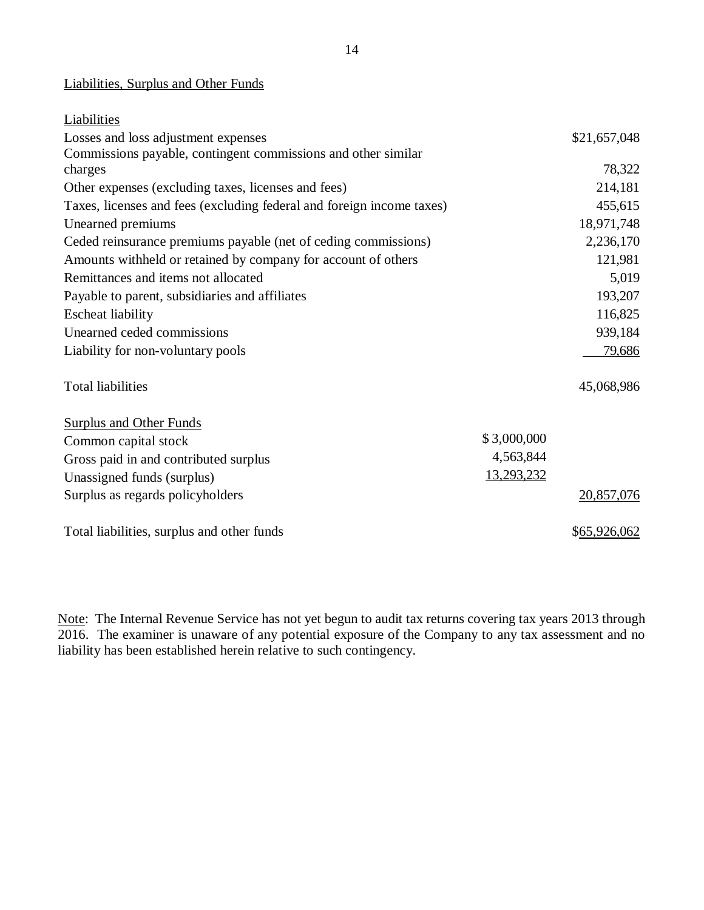Liabilities, Surplus and Other Funds

| | | |
|---|---|---|
| **Liabilities** | | |
| Losses and loss adjustment expenses | | $21,657,048 |
| Commissions payable, contingent commissions and other similar charges | | 78,322 |
| Other expenses (excluding taxes, licenses and fees) | | 214,181 |
| Taxes, licenses and fees (excluding federal and foreign income taxes) | | 455,615 |
| Unearned premiums | | 18,971,748 |
| Ceded reinsurance premiums payable (net of ceding commissions) | | 2,236,170 |
| Amounts withheld or retained by company for account of others | | 121,981 |
| Remittances and items not allocated | | 5,019 |
| Payable to parent, subsidiaries and affiliates | | 193,207 |
| Escheat liability | | 116,825 |
| Unearned ceded commissions | | 939,184 |
| Liability for non-voluntary pools | | 79,686 |
| Total liabilities | | 45,068,986 |
| **Surplus and Other Funds** | | |
| Common capital stock | $ 3,000,000 | |
| Gross paid in and contributed surplus | 4,563,844 | |
| Unassigned funds (surplus) | 13,293,232 | |
| Surplus as regards policyholders | | 20,857,076 |
| Total liabilities, surplus and other funds | | $65,926,062 |

Note: The Internal Revenue Service has not yet begun to audit tax returns covering tax years 2013 through 2016. The examiner is unaware of any potential exposure of the Company to any tax assessment and no liability has been established herein relative to such contingency.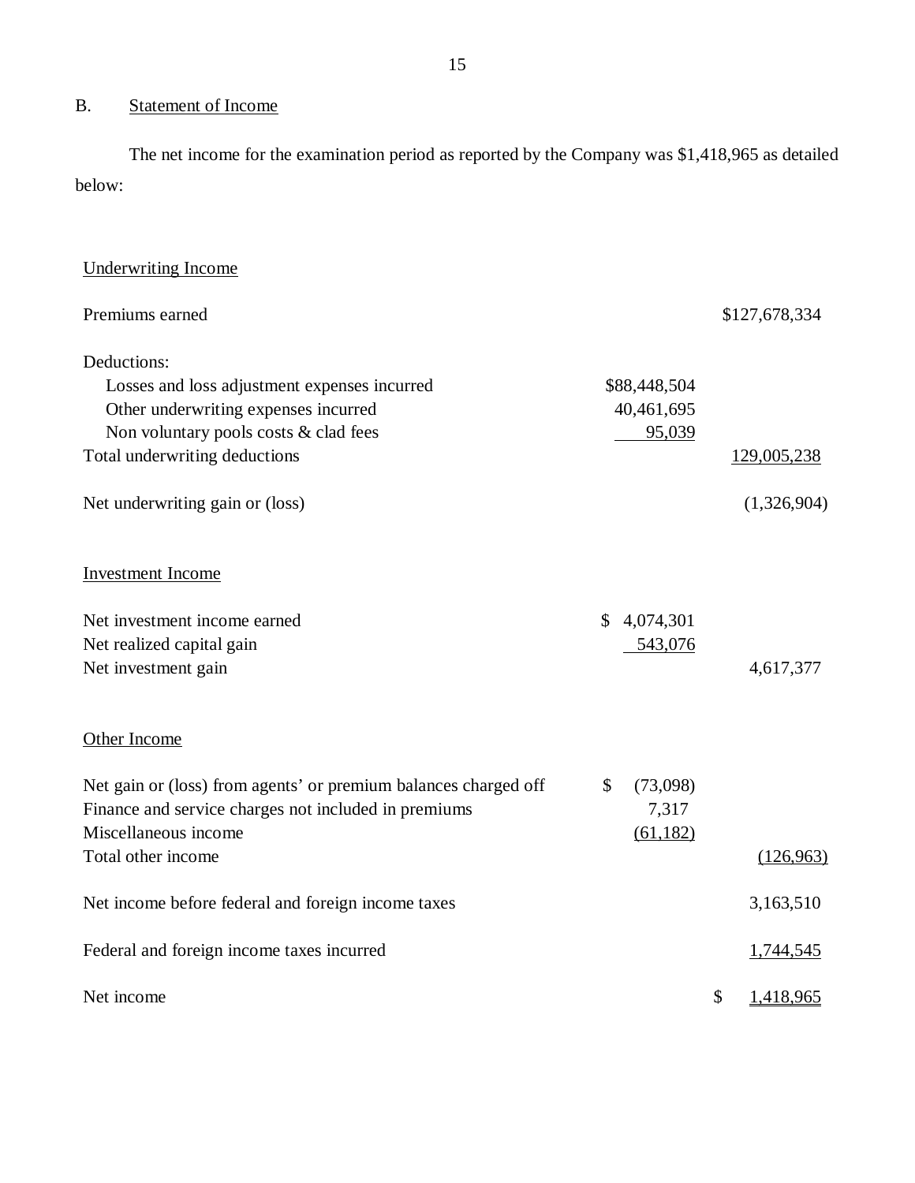## B. Statement of Income

The net income for the examination period as reported by the Company was $1,418,965 as detailed below:

| | | |
|---|---|---|
| Underwriting Income | | |
| Premiums earned | | $127,678,334 |
| Deductions: | | |
| Losses and loss adjustment expenses incurred | $88,448,504 | |
| Other underwriting expenses incurred | 40,461,695 | |
| Non voluntary pools costs & clad fees | 95,039 | |
| Total underwriting deductions | | 129,005,238 |
| Net underwriting gain or (loss) | | (1,326,904) |
| Investment Income | | |
| Net investment income earned | $ 4,074,301 | |
| Net realized capital gain | 543,076 | |
| Net investment gain | | 4,617,377 |
| Other Income | | |
| Net gain or (loss) from agents' or premium balances charged off | $ (73,098) | |
| Finance and service charges not included in premiums | 7,317 | |
| Miscellaneous income | (61,182) | |
| Total other income | | (126,963) |
| Net income before federal and foreign income taxes | | 3,163,510 |
| Federal and foreign income taxes incurred | | 1,744,545 |
| Net income | | $ 1,418,965 |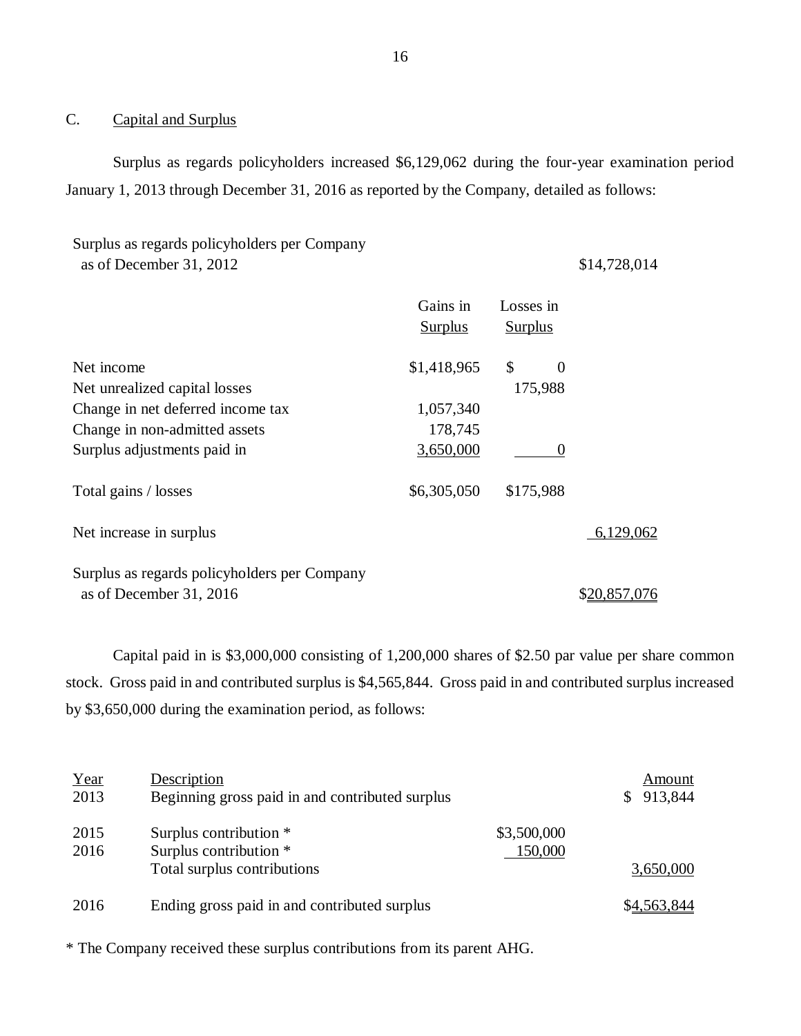## C. Capital and Surplus

Surplus as regards policyholders increased $6,129,062 during the four-year examination period January 1, 2013 through December 31, 2016 as reported by the Company, detailed as follows:

| | Gains in Surplus | Losses in Surplus | |
|---|---|---|---|
| Surplus as regards policyholders per Company as of December 31, 2012 | | | $14,728,014 |
| Net income | $1,418,965 | $ 0 | |
| Net unrealized capital losses | | 175,988 | |
| Change in net deferred income tax | 1,057,340 | | |
| Change in non-admitted assets | 178,745 | | |
| Surplus adjustments paid in | 3,650,000 | 0 | |
| Total gains / losses | $6,305,050 | $175,988 | |
| Net increase in surplus | | | 6,129,062 |
| Surplus as regards policyholders per Company as of December 31, 2016 | | | $20,857,076 |

Capital paid in is $3,000,000 consisting of 1,200,000 shares of $2.50 par value per share common stock. Gross paid in and contributed surplus is $4,565,844. Gross paid in and contributed surplus increased by $3,650,000 during the examination period, as follows:

| Year | Description | | Amount |
|---|---|---|---|
| 2013 | Beginning gross paid in and contributed surplus | | $ 913,844 |
| 2015 | Surplus contribution * | $3,500,000 | |
| 2016 | Surplus contribution * | 150,000 | |
| | Total surplus contributions | | 3,650,000 |
| 2016 | Ending gross paid in and contributed surplus | | $4,563,844 |

* The Company received these surplus contributions from its parent AHG.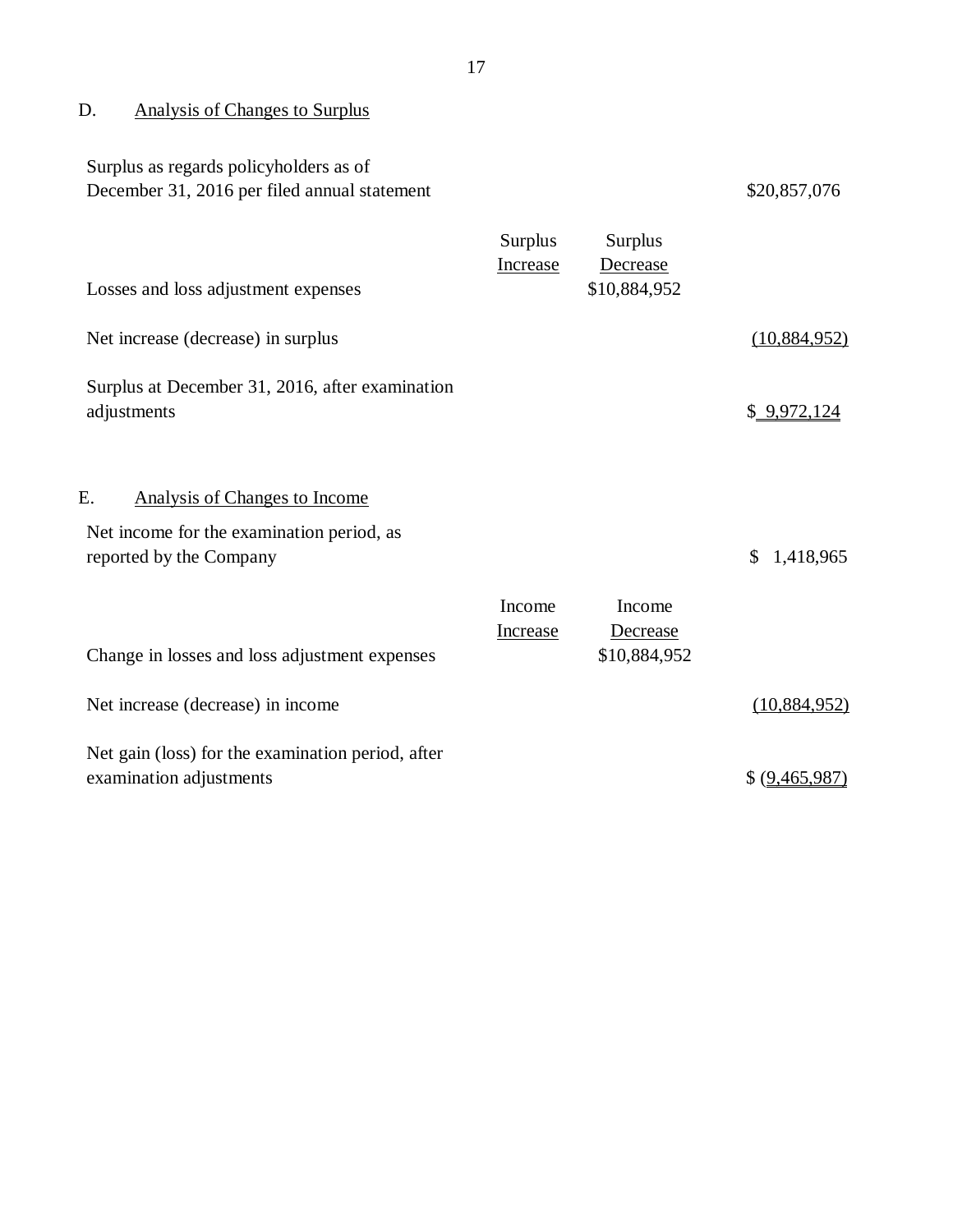## D. Analysis of Changes to Surplus

| | | | |
|---|---|---|---|
| Surplus as regards policyholders as of December 31, 2016 per filed annual statement | | | $20,857,076 |
| | Surplus Increase | Surplus Decrease | |
| Losses and loss adjustment expenses | | $10,884,952 | |
| Net increase (decrease) in surplus | | | (10,884,952) |
| Surplus at December 31, 2016, after examination adjustments | | | $ 9,972,124 |

## E. Analysis of Changes to Income

| | | | |
|---|---|---|---|
| Net income for the examination period, as reported by the Company | | | $ 1,418,965 |
| | Income Increase | Income Decrease | |
| Change in losses and loss adjustment expenses | | $10,884,952 | |
| Net increase (decrease) in income | | | (10,884,952) |
| Net gain (loss) for the examination period, after examination adjustments | | | $ (9,465,987) |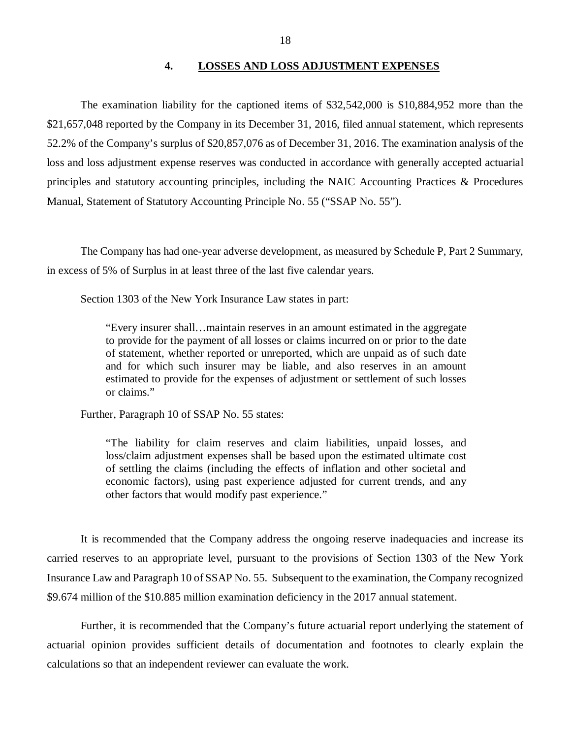## 4. LOSSES AND LOSS ADJUSTMENT EXPENSES

The examination liability for the captioned items of $32,542,000 is $10,884,952 more than the $21,657,048 reported by the Company in its December 31, 2016, filed annual statement, which represents 52.2% of the Company's surplus of $20,857,076 as of December 31, 2016. The examination analysis of the loss and loss adjustment expense reserves was conducted in accordance with generally accepted actuarial principles and statutory accounting principles, including the NAIC Accounting Practices & Procedures Manual, Statement of Statutory Accounting Principle No. 55 ("SSAP No. 55").

The Company has had one-year adverse development, as measured by Schedule P, Part 2 Summary, in excess of 5% of Surplus in at least three of the last five calendar years.

Section 1303 of the New York Insurance Law states in part:

> "Every insurer shall…maintain reserves in an amount estimated in the aggregate to provide for the payment of all losses or claims incurred on or prior to the date of statement, whether reported or unreported, which are unpaid as of such date and for which such insurer may be liable, and also reserves in an amount estimated to provide for the expenses of adjustment or settlement of such losses or claims."

Further, Paragraph 10 of SSAP No. 55 states:

> "The liability for claim reserves and claim liabilities, unpaid losses, and loss/claim adjustment expenses shall be based upon the estimated ultimate cost of settling the claims (including the effects of inflation and other societal and economic factors), using past experience adjusted for current trends, and any other factors that would modify past experience."

It is recommended that the Company address the ongoing reserve inadequacies and increase its carried reserves to an appropriate level, pursuant to the provisions of Section 1303 of the New York Insurance Law and Paragraph 10 of SSAP No. 55. Subsequent to the examination, the Company recognized $9.674 million of the $10.885 million examination deficiency in the 2017 annual statement.

Further, it is recommended that the Company's future actuarial report underlying the statement of actuarial opinion provides sufficient details of documentation and footnotes to clearly explain the calculations so that an independent reviewer can evaluate the work.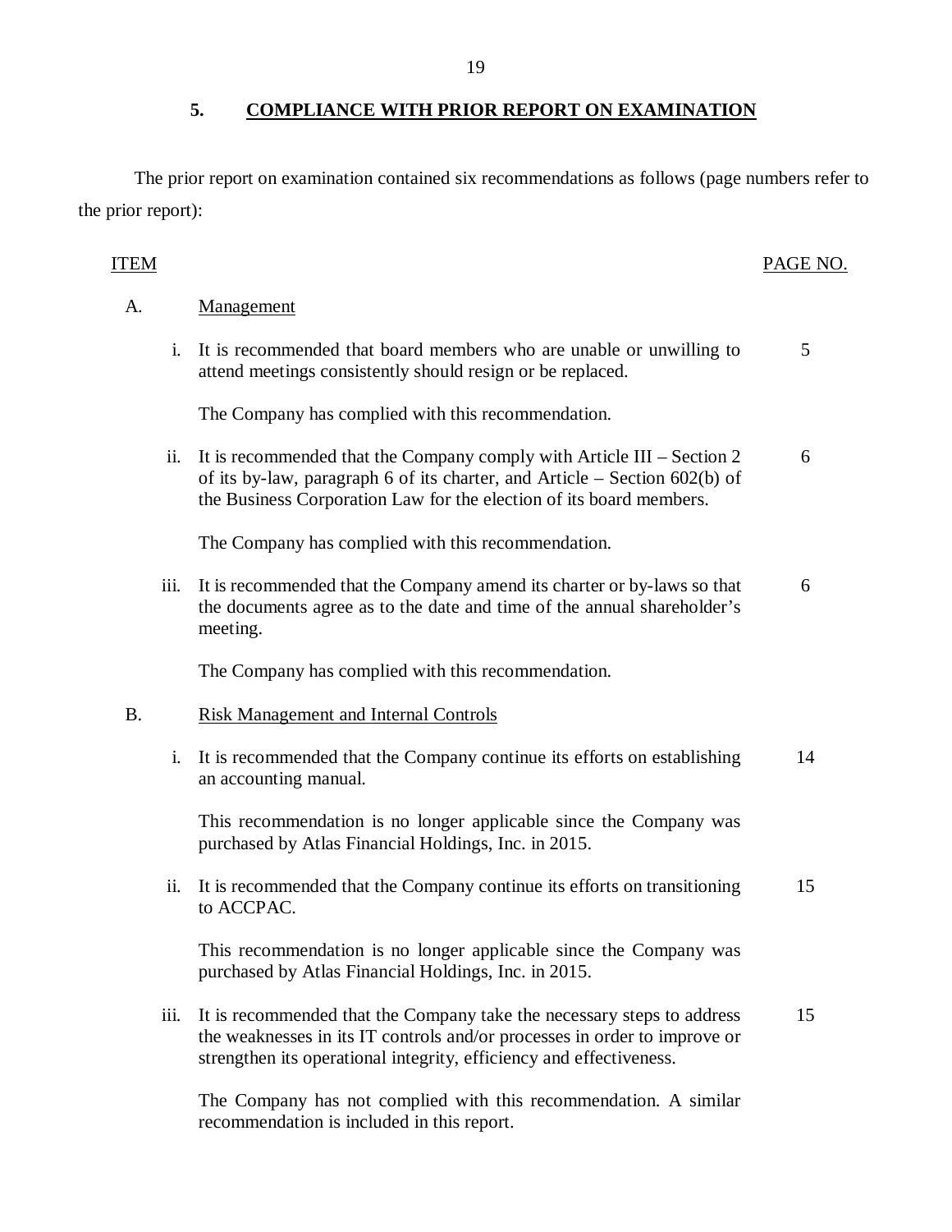## 5. COMPLIANCE WITH PRIOR REPORT ON EXAMINATION

The prior report on examination contained six recommendations as follows (page numbers refer to the prior report):

| ITEM | | PAGE NO. |
|---|---|---|
| A. | Management | |
| i. | It is recommended that board members who are unable or unwilling to attend meetings consistently should resign or be replaced. | 5 |
| | The Company has complied with this recommendation. | |
| ii. | It is recommended that the Company comply with Article III – Section 2 of its by-law, paragraph 6 of its charter, and Article – Section 602(b) of the Business Corporation Law for the election of its board members. | 6 |
| | The Company has complied with this recommendation. | |
| iii. | It is recommended that the Company amend its charter or by-laws so that the documents agree as to the date and time of the annual shareholder's meeting. | 6 |
| | The Company has complied with this recommendation. | |
| B. | Risk Management and Internal Controls | |
| i. | It is recommended that the Company continue its efforts on establishing an accounting manual. | 14 |
| | This recommendation is no longer applicable since the Company was purchased by Atlas Financial Holdings, Inc. in 2015. | |
| ii. | It is recommended that the Company continue its efforts on transitioning to ACCPAC. | 15 |
| | This recommendation is no longer applicable since the Company was purchased by Atlas Financial Holdings, Inc. in 2015. | |
| iii. | It is recommended that the Company take the necessary steps to address the weaknesses in its IT controls and/or processes in order to improve or strengthen its operational integrity, efficiency and effectiveness. | 15 |
| | The Company has not complied with this recommendation. A similar recommendation is included in this report. | |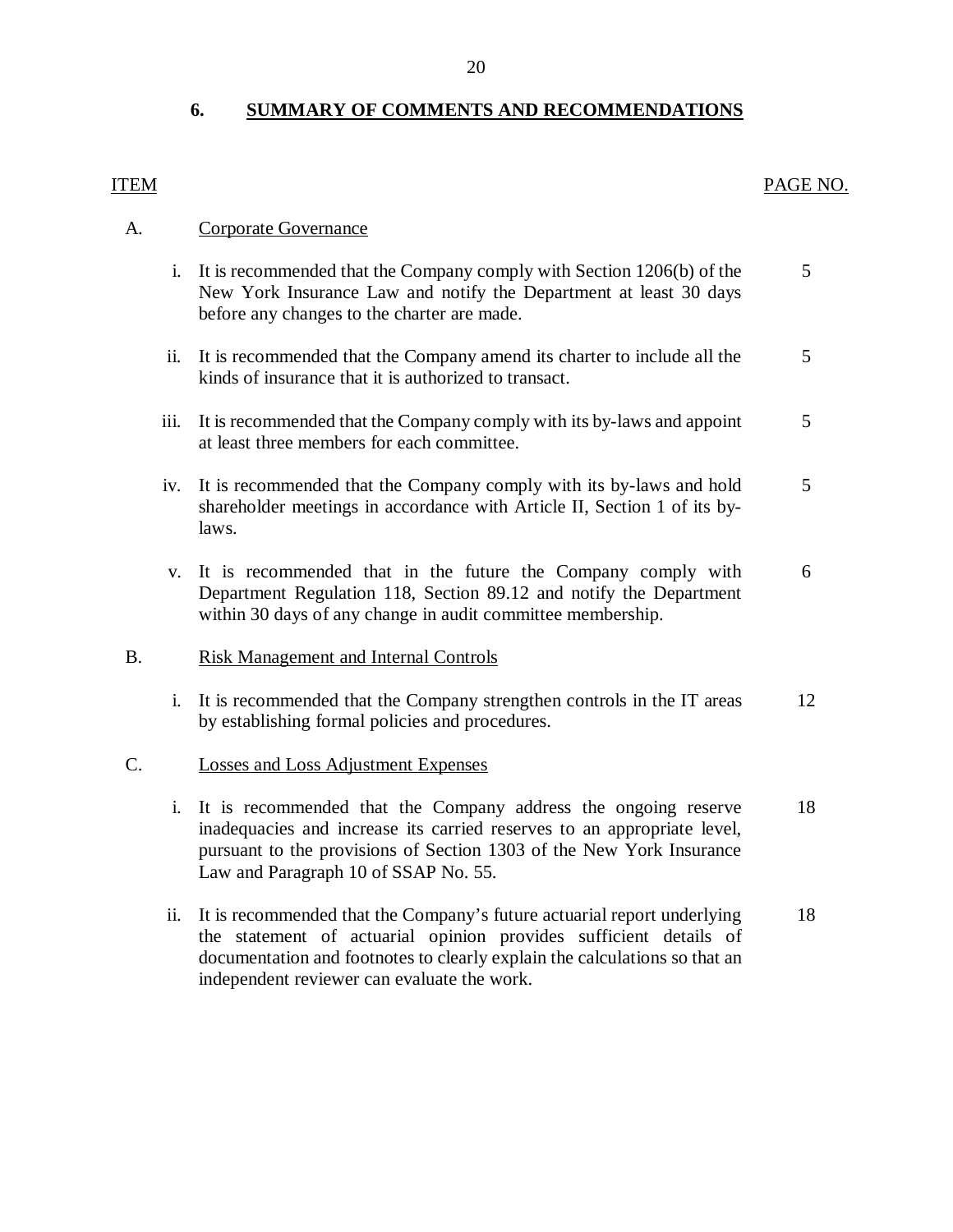## 6. SUMMARY OF COMMENTS AND RECOMMENDATIONS

| ITEM | | | PAGE NO. |
|---|---|---|---|
| A. | | Corporate Governance | |
| | i. | It is recommended that the Company comply with Section 1206(b) of the New York Insurance Law and notify the Department at least 30 days before any changes to the charter are made. | 5 |
| | ii. | It is recommended that the Company amend its charter to include all the kinds of insurance that it is authorized to transact. | 5 |
| | iii. | It is recommended that the Company comply with its by-laws and appoint at least three members for each committee. | 5 |
| | iv. | It is recommended that the Company comply with its by-laws and hold shareholder meetings in accordance with Article II, Section 1 of its by-laws. | 5 |
| | v. | It is recommended that in the future the Company comply with Department Regulation 118, Section 89.12 and notify the Department within 30 days of any change in audit committee membership. | 6 |
| B. | | Risk Management and Internal Controls | |
| | i. | It is recommended that the Company strengthen controls in the IT areas by establishing formal policies and procedures. | 12 |
| C. | | Losses and Loss Adjustment Expenses | |
| | i. | It is recommended that the Company address the ongoing reserve inadequacies and increase its carried reserves to an appropriate level, pursuant to the provisions of Section 1303 of the New York Insurance Law and Paragraph 10 of SSAP No. 55. | 18 |
| | ii. | It is recommended that the Company's future actuarial report underlying the statement of actuarial opinion provides sufficient details of documentation and footnotes to clearly explain the calculations so that an independent reviewer can evaluate the work. | 18 |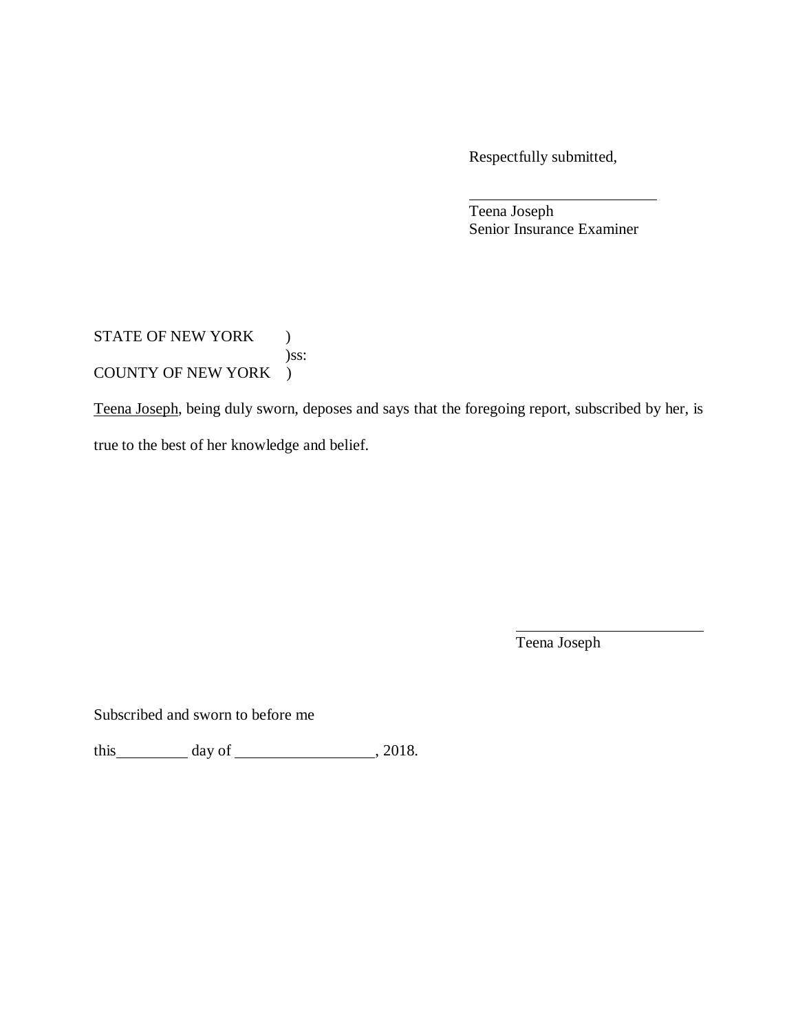Respectfully submitted,

\_\_\_\_\_\_\_\_\_\_\_\_\_\_\_\_\_\_\_\_\_\_\_\_\_

Teena Joseph
Senior Insurance Examiner

STATE OF NEW YORK )
)ss:
COUNTY OF NEW YORK )

Teena Joseph, being duly sworn, deposes and says that the foregoing report, subscribed by her, is true to the best of her knowledge and belief.

\_\_\_\_\_\_\_\_\_\_\_\_\_\_\_\_\_\_\_\_\_\_\_\_\_

Teena Joseph

Subscribed and sworn to before me

this\_\_\_\_\_\_\_\_\_ day of \_\_\_\_\_\_\_\_\_\_\_\_\_\_\_\_\_\_, 2018.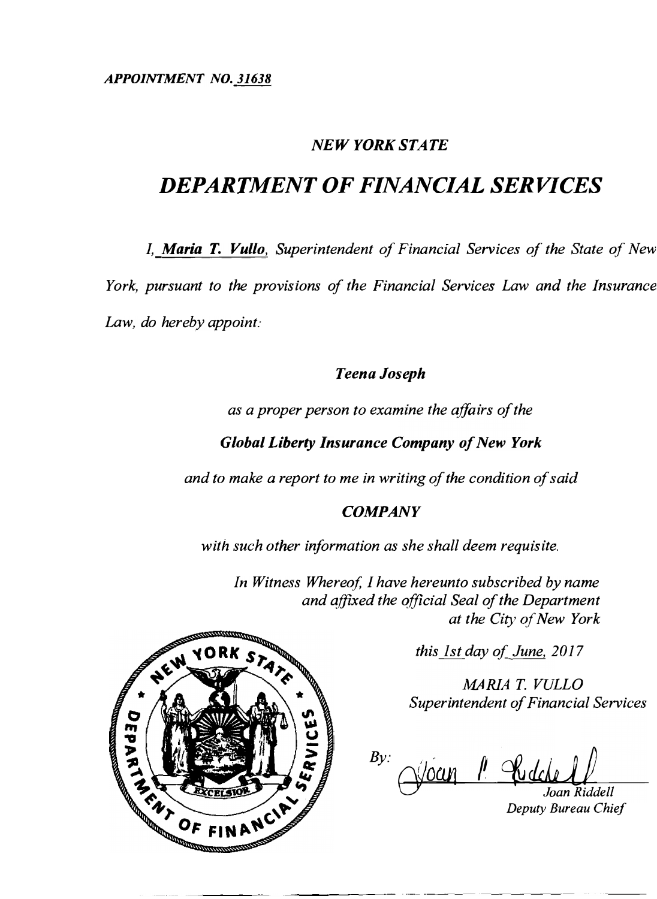*APPOINTMENT NO. 31638*

## *NEW YORK STATE*

# *DEPARTMENT OF FINANCIAL SERVICES*

*I, **Maria T. Vullo**, Superintendent of Financial Services of the State of New York, pursuant to the provisions of the Financial Services Law and the Insurance Law, do hereby appoint:*

***Teena Joseph***

*as a proper person to examine the affairs of the*

***Global Liberty Insurance Company of New York***

*and to make a report to me in writing of the condition of said*

***COMPANY***

*with such other information as she shall deem requisite.*

*In Witness Whereof, I have hereunto subscribed by name and affixed the official Seal of the Department at the City of New York*

*this 1st day of June, 2017*

*MARIA T. VULLO*
*Superintendent of Financial Services*

*By:* Joan P. Riddell

*Joan Riddell*
*Deputy Bureau Chief*